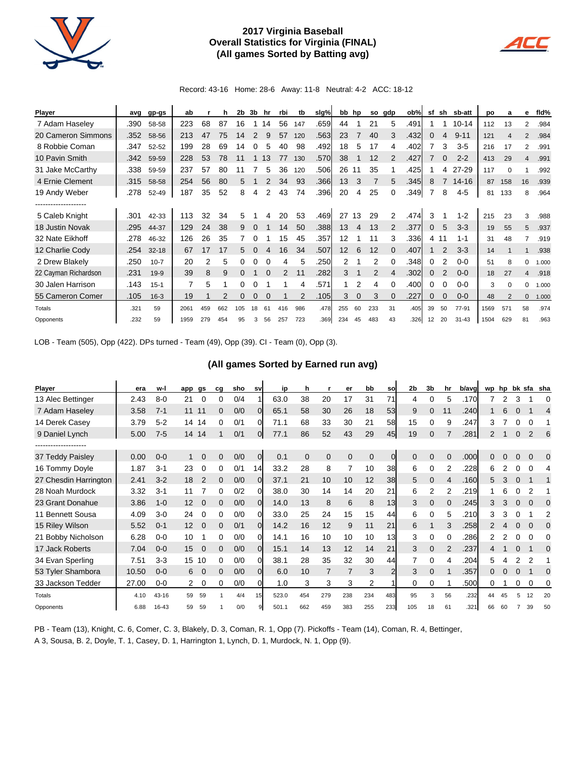## 2017 Virginia Baseball
## Overall Statistics for Virginia (FINAL)
## (All games Sorted by Batting avg)

Record: 43-16 Home: 28-6 Away: 11-8 Neutral: 4-2 ACC: 18-12

| Player | avg | gp-gs | ab | r | h | 2b | 3b | hr | rbi | tb | slg% | bb | hp | so | gdp | ob% | sf | sh | sb-att | po | a | e | fld% |
|---|---|---|---|---|---|---|---|---|---|---|---|---|---|---|---|---|---|---|---|---|---|---|---|
| 7 Adam Haseley | .390 | 58-58 | 223 | 68 | 87 | 16 | 1 | 14 | 56 | 147 | .659 | 44 | 1 | 21 | 5 | .491 | 1 | 1 | 10-14 | 112 | 13 | 2 | .984 |
| 20 Cameron Simmons | .352 | 58-56 | 213 | 47 | 75 | 14 | 2 | 9 | 57 | 120 | .563 | 23 | 7 | 40 | 3 | .432 | 0 | 4 | 9-11 | 121 | 4 | 2 | .984 |
| 8 Robbie Coman | .347 | 52-52 | 199 | 28 | 69 | 14 | 0 | 5 | 40 | 98 | .492 | 18 | 5 | 17 | 4 | .402 | 7 | 3 | 3-5 | 216 | 17 | 2 | .991 |
| 10 Pavin Smith | .342 | 59-59 | 228 | 53 | 78 | 11 | 1 | 13 | 77 | 130 | .570 | 38 | 1 | 12 | 2 | .427 | 7 | 0 | 2-2 | 413 | 29 | 4 | .991 |
| 31 Jake McCarthy | .338 | 59-59 | 237 | 57 | 80 | 11 | 7 | 5 | 36 | 120 | .506 | 26 | 11 | 35 | 1 | .425 | 1 | 4 | 27-29 | 117 | 0 | 1 | .992 |
| 4 Ernie Clement | .315 | 58-58 | 254 | 56 | 80 | 5 | 1 | 2 | 34 | 93 | .366 | 13 | 3 | 7 | 5 | .345 | 8 | 7 | 14-16 | 87 | 158 | 16 | .939 |
| 19 Andy Weber | .278 | 52-49 | 187 | 35 | 52 | 8 | 4 | 2 | 43 | 74 | .396 | 20 | 4 | 25 | 0 | .349 | 7 | 8 | 4-5 | 81 | 133 | 8 | .964 |
| -------------------- | | | | | | | | | | | | | | | | | | | | | | | |
| 5 Caleb Knight | .301 | 42-33 | 113 | 32 | 34 | 5 | 1 | 4 | 20 | 53 | .469 | 27 | 13 | 29 | 2 | .474 | 3 | 1 | 1-2 | 215 | 23 | 3 | .988 |
| 18 Justin Novak | .295 | 44-37 | 129 | 24 | 38 | 9 | 0 | 1 | 14 | 50 | .388 | 13 | 4 | 13 | 2 | .377 | 0 | 5 | 3-3 | 19 | 55 | 5 | .937 |
| 32 Nate Eikhoff | .278 | 46-32 | 126 | 26 | 35 | 7 | 0 | 1 | 15 | 45 | .357 | 12 | 1 | 11 | 3 | .336 | 4 | 11 | 1-1 | 31 | 48 | 7 | .919 |
| 12 Charlie Cody | .254 | 32-18 | 67 | 17 | 17 | 5 | 0 | 4 | 16 | 34 | .507 | 12 | 6 | 12 | 0 | .407 | 1 | 2 | 3-3 | 14 | 1 | 1 | .938 |
| 2 Drew Blakely | .250 | 10-7 | 20 | 2 | 5 | 0 | 0 | 0 | 4 | 5 | .250 | 2 | 1 | 2 | 0 | .348 | 0 | 2 | 0-0 | 51 | 8 | 0 | 1.000 |
| 22 Cayman Richardson | .231 | 19-9 | 39 | 8 | 9 | 0 | 1 | 0 | 2 | 11 | .282 | 3 | 1 | 2 | 4 | .302 | 0 | 2 | 0-0 | 18 | 27 | 4 | .918 |
| 30 Jalen Harrison | .143 | 15-1 | 7 | 5 | 1 | 0 | 0 | 1 | 1 | 4 | .571 | 1 | 2 | 4 | 0 | .400 | 0 | 0 | 0-0 | 3 | 0 | 0 | 1.000 |
| 55 Cameron Comer | .105 | 16-3 | 19 | 1 | 2 | 0 | 0 | 0 | 1 | 2 | .105 | 3 | 0 | 3 | 0 | .227 | 0 | 0 | 0-0 | 48 | 2 | 0 | 1.000 |
| Totals | .321 | 59 | 2061 | 459 | 662 | 105 | 18 | 61 | 416 | 986 | .478 | 255 | 60 | 233 | 31 | .405 | 39 | 50 | 77-91 | 1569 | 571 | 58 | .974 |
| Opponents | .232 | 59 | 1959 | 279 | 454 | 95 | 3 | 56 | 257 | 723 | .369 | 234 | 45 | 483 | 43 | .326 | 12 | 20 | 31-43 | 1504 | 629 | 81 | .963 |

LOB - Team (505), Opp (422). DPs turned - Team (49), Opp (39). CI - Team (0), Opp (3).

## (All games Sorted by Earned run avg)

| Player | era | w-l | app | gs | cg | sho | sv | ip | h | r | er | bb | so | 2b | 3b | hr | b/avg | wp | hp | bk | sfa | sha |
|---|---|---|---|---|---|---|---|---|---|---|---|---|---|---|---|---|---|---|---|---|---|---|
| 13 Alec Bettinger | 2.43 | 8-0 | 21 | 0 | 0 | 0/4 | 1 | 63.0 | 38 | 20 | 17 | 31 | 71 | 4 | 0 | 5 | .170 | 7 | 2 | 3 | 1 | 0 |
| 7 Adam Haseley | 3.58 | 7-1 | 11 | 11 | 0 | 0/0 | 0 | 65.1 | 58 | 30 | 26 | 18 | 53 | 9 | 0 | 11 | .240 | 1 | 6 | 0 | 1 | 4 |
| 14 Derek Casey | 3.79 | 5-2 | 14 | 14 | 0 | 0/1 | 0 | 71.1 | 68 | 33 | 30 | 21 | 58 | 15 | 0 | 9 | .247 | 3 | 7 | 0 | 0 | 1 |
| 9 Daniel Lynch | 5.00 | 7-5 | 14 | 14 | 1 | 0/1 | 0 | 77.1 | 86 | 52 | 43 | 29 | 45 | 19 | 0 | 7 | .281 | 2 | 1 | 0 | 2 | 6 |
| -------------------- | | | | | | | | | | | | | | | | | | | | | | |
| 37 Teddy Paisley | 0.00 | 0-0 | 1 | 0 | 0 | 0/0 | 0 | 0.1 | 0 | 0 | 0 | 0 | 0 | 0 | 0 | 0 | .000 | 0 | 0 | 0 | 0 | 0 |
| 16 Tommy Doyle | 1.87 | 3-1 | 23 | 0 | 0 | 0/1 | 14 | 33.2 | 28 | 8 | 7 | 10 | 38 | 6 | 0 | 2 | .228 | 6 | 2 | 0 | 0 | 4 |
| 27 Chesdin Harrington | 2.41 | 3-2 | 18 | 2 | 0 | 0/0 | 0 | 37.1 | 21 | 10 | 10 | 12 | 38 | 5 | 0 | 4 | .160 | 5 | 3 | 0 | 1 | 1 |
| 28 Noah Murdock | 3.32 | 3-1 | 11 | 7 | 0 | 0/2 | 0 | 38.0 | 30 | 14 | 14 | 20 | 21 | 6 | 2 | 2 | .219 | 1 | 6 | 0 | 2 | 1 |
| 23 Grant Donahue | 3.86 | 1-0 | 12 | 0 | 0 | 0/0 | 0 | 14.0 | 13 | 8 | 6 | 8 | 13 | 3 | 0 | 0 | .245 | 3 | 3 | 0 | 0 | 0 |
| 11 Bennett Sousa | 4.09 | 3-0 | 24 | 0 | 0 | 0/0 | 0 | 33.0 | 25 | 24 | 15 | 15 | 44 | 6 | 0 | 5 | .210 | 3 | 3 | 0 | 1 | 2 |
| 15 Riley Wilson | 5.52 | 0-1 | 12 | 0 | 0 | 0/1 | 0 | 14.2 | 16 | 12 | 9 | 11 | 21 | 6 | 1 | 3 | .258 | 2 | 4 | 0 | 0 | 0 |
| 21 Bobby Nicholson | 6.28 | 0-0 | 10 | 1 | 0 | 0/0 | 0 | 14.1 | 16 | 10 | 10 | 10 | 13 | 3 | 0 | 0 | .286 | 2 | 2 | 0 | 0 | 0 |
| 17 Jack Roberts | 7.04 | 0-0 | 15 | 0 | 0 | 0/0 | 0 | 15.1 | 14 | 13 | 12 | 14 | 21 | 3 | 0 | 2 | .237 | 4 | 1 | 0 | 1 | 0 |
| 34 Evan Sperling | 7.51 | 3-3 | 15 | 10 | 0 | 0/0 | 0 | 38.1 | 28 | 35 | 32 | 30 | 44 | 7 | 0 | 4 | .204 | 5 | 4 | 2 | 2 | 1 |
| 53 Tyler Shambora | 10.50 | 0-0 | 6 | 0 | 0 | 0/0 | 0 | 6.0 | 10 | 7 | 7 | 3 | 2 | 3 | 0 | 1 | .357 | 0 | 0 | 0 | 1 | 0 |
| 33 Jackson Tedder | 27.00 | 0-0 | 2 | 0 | 0 | 0/0 | 0 | 1.0 | 3 | 3 | 3 | 2 | 1 | 0 | 0 | 1 | .500 | 0 | 1 | 0 | 0 | 0 |
| Totals | 4.10 | 43-16 | 59 | 59 | 1 | 4/4 | 15 | 523.0 | 454 | 279 | 238 | 234 | 483 | 95 | 3 | 56 | .232 | 44 | 45 | 5 | 12 | 20 |
| Opponents | 6.88 | 16-43 | 59 | 59 | 1 | 0/0 | 9 | 501.1 | 662 | 459 | 383 | 255 | 233 | 105 | 18 | 61 | .321 | 66 | 60 | 7 | 39 | 50 |

PB - Team (13), Knight, C. 6, Comer, C. 3, Blakely, D. 3, Coman, R. 1, Opp (7). Pickoffs - Team (14), Coman, R. 4, Bettinger, A 3, Sousa, B. 2, Doyle, T. 1, Casey, D. 1, Harrington 1, Lynch, D. 1, Murdock, N. 1, Opp (9).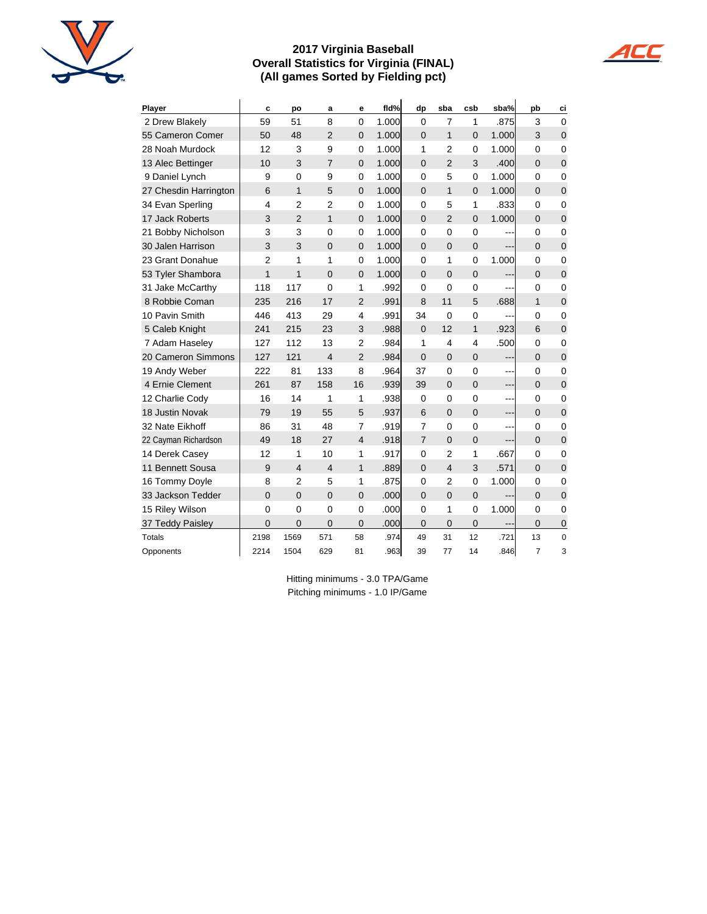# 2017 Virginia Baseball
## Overall Statistics for Virginia (FINAL)
## (All games Sorted by Fielding pct)

| Player | c | po | a | e | fld% | dp | sba | csb | sba% | pb | ci |
|---|---|---|---|---|---|---|---|---|---|---|---|
| 2 Drew Blakely | 59 | 51 | 8 | 0 | 1.000 | 0 | 7 | 1 | .875 | 3 | 0 |
| 55 Cameron Comer | 50 | 48 | 2 | 0 | 1.000 | 0 | 1 | 0 | 1.000 | 3 | 0 |
| 28 Noah Murdock | 12 | 3 | 9 | 0 | 1.000 | 1 | 2 | 0 | 1.000 | 0 | 0 |
| 13 Alec Bettinger | 10 | 3 | 7 | 0 | 1.000 | 0 | 2 | 3 | .400 | 0 | 0 |
| 9 Daniel Lynch | 9 | 0 | 9 | 0 | 1.000 | 0 | 5 | 0 | 1.000 | 0 | 0 |
| 27 Chesdin Harrington | 6 | 1 | 5 | 0 | 1.000 | 0 | 1 | 0 | 1.000 | 0 | 0 |
| 34 Evan Sperling | 4 | 2 | 2 | 0 | 1.000 | 0 | 5 | 1 | .833 | 0 | 0 |
| 17 Jack Roberts | 3 | 2 | 1 | 0 | 1.000 | 0 | 2 | 0 | 1.000 | 0 | 0 |
| 21 Bobby Nicholson | 3 | 3 | 0 | 0 | 1.000 | 0 | 0 | 0 | --- | 0 | 0 |
| 30 Jalen Harrison | 3 | 3 | 0 | 0 | 1.000 | 0 | 0 | 0 | --- | 0 | 0 |
| 23 Grant Donahue | 2 | 1 | 1 | 0 | 1.000 | 0 | 1 | 0 | 1.000 | 0 | 0 |
| 53 Tyler Shambora | 1 | 1 | 0 | 0 | 1.000 | 0 | 0 | 0 | --- | 0 | 0 |
| 31 Jake McCarthy | 118 | 117 | 0 | 1 | .992 | 0 | 0 | 0 | --- | 0 | 0 |
| 8 Robbie Coman | 235 | 216 | 17 | 2 | .991 | 8 | 11 | 5 | .688 | 1 | 0 |
| 10 Pavin Smith | 446 | 413 | 29 | 4 | .991 | 34 | 0 | 0 | --- | 0 | 0 |
| 5 Caleb Knight | 241 | 215 | 23 | 3 | .988 | 0 | 12 | 1 | .923 | 6 | 0 |
| 7 Adam Haseley | 127 | 112 | 13 | 2 | .984 | 1 | 4 | 4 | .500 | 0 | 0 |
| 20 Cameron Simmons | 127 | 121 | 4 | 2 | .984 | 0 | 0 | 0 | --- | 0 | 0 |
| 19 Andy Weber | 222 | 81 | 133 | 8 | .964 | 37 | 0 | 0 | --- | 0 | 0 |
| 4 Ernie Clement | 261 | 87 | 158 | 16 | .939 | 39 | 0 | 0 | --- | 0 | 0 |
| 12 Charlie Cody | 16 | 14 | 1 | 1 | .938 | 0 | 0 | 0 | --- | 0 | 0 |
| 18 Justin Novak | 79 | 19 | 55 | 5 | .937 | 6 | 0 | 0 | --- | 0 | 0 |
| 32 Nate Eikhoff | 86 | 31 | 48 | 7 | .919 | 7 | 0 | 0 | --- | 0 | 0 |
| 22 Cayman Richardson | 49 | 18 | 27 | 4 | .918 | 7 | 0 | 0 | --- | 0 | 0 |
| 14 Derek Casey | 12 | 1 | 10 | 1 | .917 | 0 | 2 | 1 | .667 | 0 | 0 |
| 11 Bennett Sousa | 9 | 4 | 4 | 1 | .889 | 0 | 4 | 3 | .571 | 0 | 0 |
| 16 Tommy Doyle | 8 | 2 | 5 | 1 | .875 | 0 | 2 | 0 | 1.000 | 0 | 0 |
| 33 Jackson Tedder | 0 | 0 | 0 | 0 | .000 | 0 | 0 | 0 | --- | 0 | 0 |
| 15 Riley Wilson | 0 | 0 | 0 | 0 | .000 | 0 | 1 | 0 | 1.000 | 0 | 0 |
| 37 Teddy Paisley | 0 | 0 | 0 | 0 | .000 | 0 | 0 | 0 | --- | 0 | 0 |
| Totals | 2198 | 1569 | 571 | 58 | .974 | 49 | 31 | 12 | .721 | 13 | 0 |
| Opponents | 2214 | 1504 | 629 | 81 | .963 | 39 | 77 | 14 | .846 | 7 | 3 |

Hitting minimums - 3.0 TPA/Game

Pitching minimums - 1.0 IP/Game